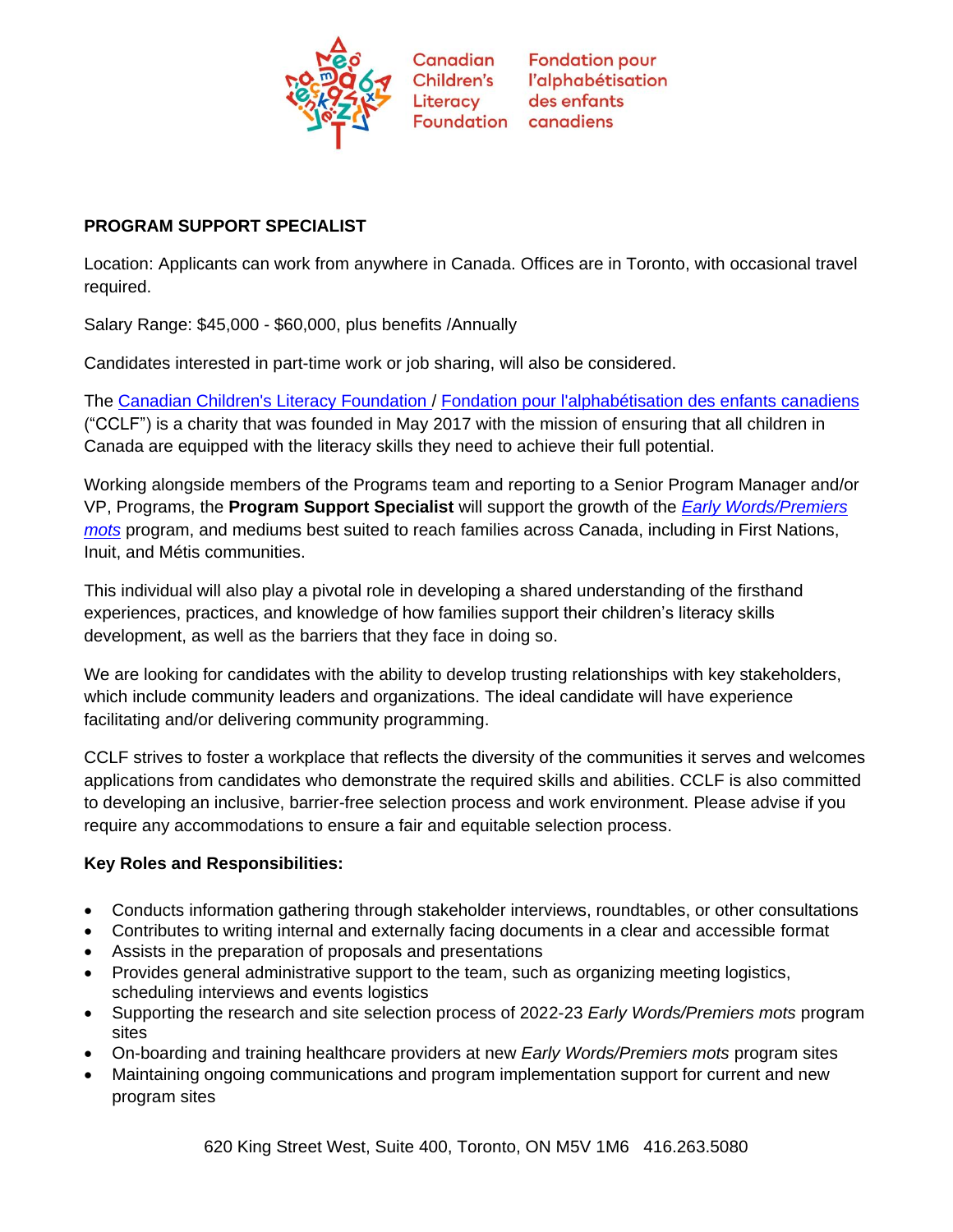Canadian Children's Literacy Foundation

Fondation pour l'alphabétisation des enfants canadiens

**PROGRAM SUPPORT SPECIALIST**

Location: Applicants can work from anywhere in Canada. Offices are in Toronto, with occasional travel required.

Salary Range: $45,000 - $60,000, plus benefits /Annually

Candidates interested in part-time work or job sharing, will also be considered.

The Canadian Children's Literacy Foundation / Fondation pour l'alphabétisation des enfants canadiens ("CCLF") is a charity that was founded in May 2017 with the mission of ensuring that all children in Canada are equipped with the literacy skills they need to achieve their full potential.

Working alongside members of the Programs team and reporting to a Senior Program Manager and/or VP, Programs, the **Program Support Specialist** will support the growth of the *Early Words/Premiers mots* program, and mediums best suited to reach families across Canada, including in First Nations, Inuit, and Métis communities.

This individual will also play a pivotal role in developing a shared understanding of the firsthand experiences, practices, and knowledge of how families support their children's literacy skills development, as well as the barriers that they face in doing so.

We are looking for candidates with the ability to develop trusting relationships with key stakeholders, which include community leaders and organizations. The ideal candidate will have experience facilitating and/or delivering community programming.

CCLF strives to foster a workplace that reflects the diversity of the communities it serves and welcomes applications from candidates who demonstrate the required skills and abilities. CCLF is also committed to developing an inclusive, barrier-free selection process and work environment. Please advise if you require any accommodations to ensure a fair and equitable selection process.

**Key Roles and Responsibilities:**

- Conducts information gathering through stakeholder interviews, roundtables, or other consultations
- Contributes to writing internal and externally facing documents in a clear and accessible format
- Assists in the preparation of proposals and presentations
- Provides general administrative support to the team, such as organizing meeting logistics, scheduling interviews and events logistics
- Supporting the research and site selection process of 2022-23 *Early Words/Premiers mots* program sites
- On-boarding and training healthcare providers at new *Early Words/Premiers mots* program sites
- Maintaining ongoing communications and program implementation support for current and new program sites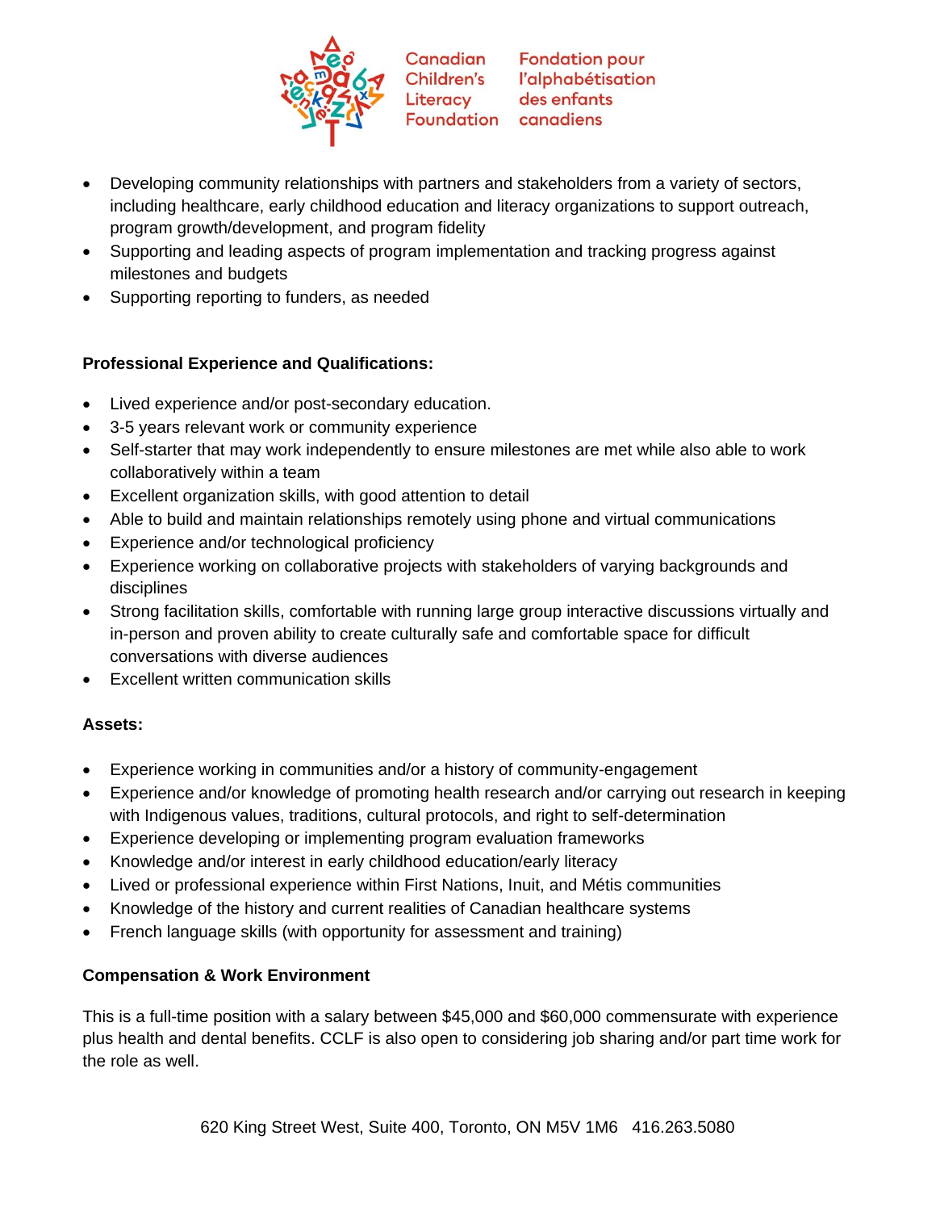- Developing community relationships with partners and stakeholders from a variety of sectors, including healthcare, early childhood education and literacy organizations to support outreach, program growth/development, and program fidelity
- Supporting and leading aspects of program implementation and tracking progress against milestones and budgets
- Supporting reporting to funders, as needed

**Professional Experience and Qualifications:**

- Lived experience and/or post-secondary education.
- 3-5 years relevant work or community experience
- Self-starter that may work independently to ensure milestones are met while also able to work collaboratively within a team
- Excellent organization skills, with good attention to detail
- Able to build and maintain relationships remotely using phone and virtual communications
- Experience and/or technological proficiency
- Experience working on collaborative projects with stakeholders of varying backgrounds and disciplines
- Strong facilitation skills, comfortable with running large group interactive discussions virtually and in-person and proven ability to create culturally safe and comfortable space for difficult conversations with diverse audiences
- Excellent written communication skills

**Assets:**

- Experience working in communities and/or a history of community-engagement
- Experience and/or knowledge of promoting health research and/or carrying out research in keeping with Indigenous values, traditions, cultural protocols, and right to self-determination
- Experience developing or implementing program evaluation frameworks
- Knowledge and/or interest in early childhood education/early literacy
- Lived or professional experience within First Nations, Inuit, and Métis communities
- Knowledge of the history and current realities of Canadian healthcare systems
- French language skills (with opportunity for assessment and training)

**Compensation & Work Environment**

This is a full-time position with a salary between $45,000 and $60,000 commensurate with experience plus health and dental benefits. CCLF is also open to considering job sharing and/or part time work for the role as well.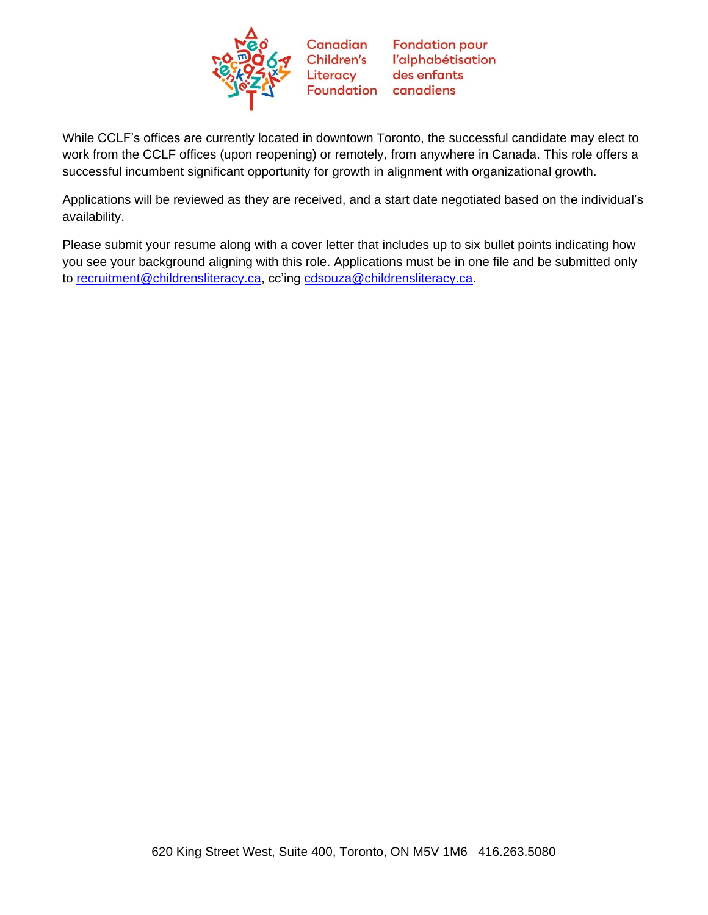While CCLF's offices are currently located in downtown Toronto, the successful candidate may elect to work from the CCLF offices (upon reopening) or remotely, from anywhere in Canada. This role offers a successful incumbent significant opportunity for growth in alignment with organizational growth.

Applications will be reviewed as they are received, and a start date negotiated based on the individual's availability.

Please submit your resume along with a cover letter that includes up to six bullet points indicating how you see your background aligning with this role. Applications must be in one file and be submitted only to recruitment@childrensliteracy.ca, cc'ing cdsouza@childrensliteracy.ca.